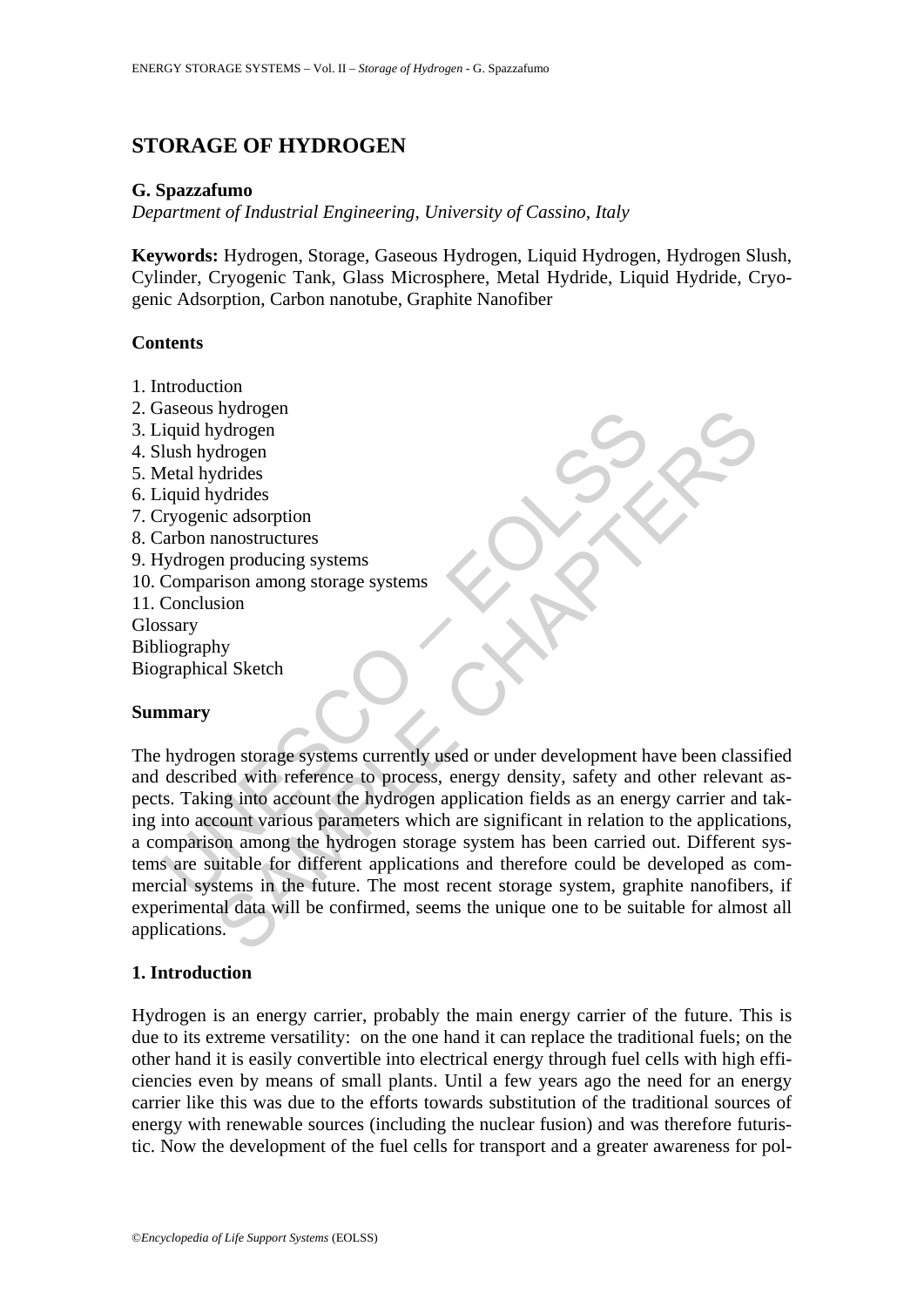# STORAGE OF HYDROGEN

**G. Spazzafumo**

*Department of Industrial Engineering, University of Cassino, Italy*

**Keywords:** Hydrogen, Storage, Gaseous Hydrogen, Liquid Hydrogen, Hydrogen Slush, Cylinder, Cryogenic Tank, Glass Microsphere, Metal Hydride, Liquid Hydride, Cryogenic Adsorption, Carbon nanotube, Graphite Nanofiber

## Contents

1. Introduction
2. Gaseous hydrogen
3. Liquid hydrogen
4. Slush hydrogen
5. Metal hydrides
6. Liquid hydrides
7. Cryogenic adsorption
8. Carbon nanostructures
9. Hydrogen producing systems
10. Comparison among storage systems
11. Conclusion

Glossary
Bibliography
Biographical Sketch

## Summary

The hydrogen storage systems currently used or under development have been classified and described with reference to process, energy density, safety and other relevant aspects. Taking into account the hydrogen application fields as an energy carrier and taking into account various parameters which are significant in relation to the applications, a comparison among the hydrogen storage system has been carried out. Different systems are suitable for different applications and therefore could be developed as commercial systems in the future. The most recent storage system, graphite nanofibers, if experimental data will be confirmed, seems the unique one to be suitable for almost all applications.

## 1. Introduction

Hydrogen is an energy carrier, probably the main energy carrier of the future. This is due to its extreme versatility: on the one hand it can replace the traditional fuels; on the other hand it is easily convertible into electrical energy through fuel cells with high efficiencies even by means of small plants. Until a few years ago the need for an energy carrier like this was due to the efforts towards substitution of the traditional sources of energy with renewable sources (including the nuclear fusion) and was therefore futuristic. Now the development of the fuel cells for transport and a greater awareness for pol-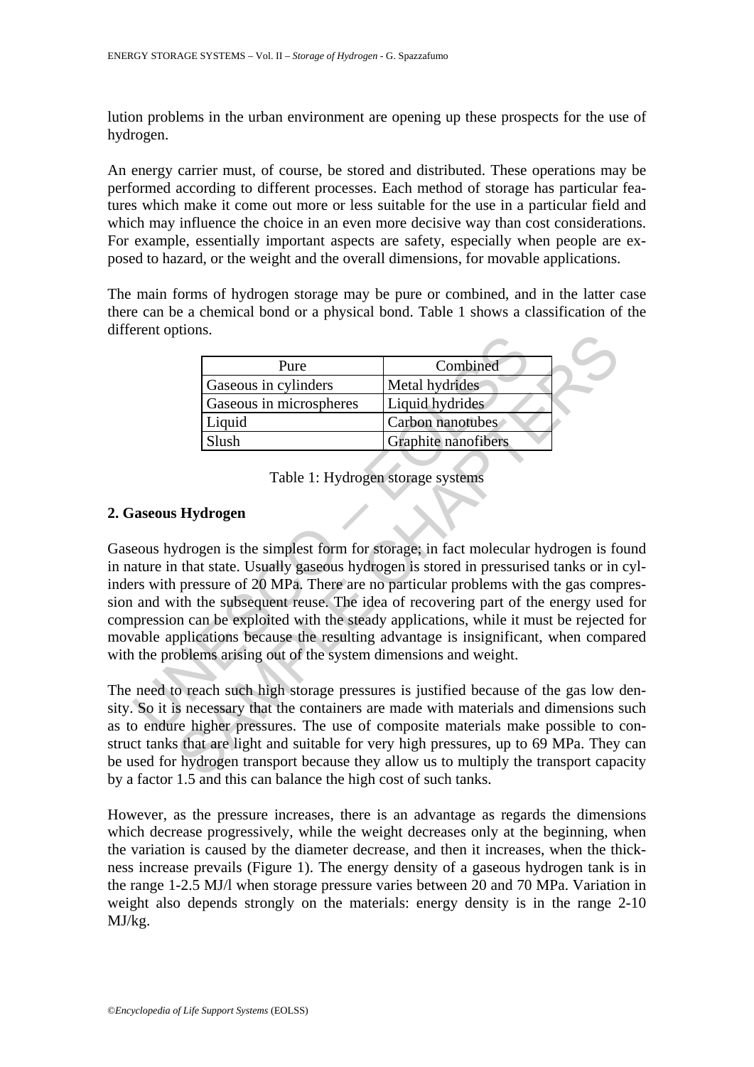lution problems in the urban environment are opening up these prospects for the use of hydrogen.

An energy carrier must, of course, be stored and distributed. These operations may be performed according to different processes. Each method of storage has particular features which make it come out more or less suitable for the use in a particular field and which may influence the choice in an even more decisive way than cost considerations. For example, essentially important aspects are safety, especially when people are exposed to hazard, or the weight and the overall dimensions, for movable applications.

The main forms of hydrogen storage may be pure or combined, and in the latter case there can be a chemical bond or a physical bond. Table 1 shows a classification of the different options.

| Pure | Combined |
|---|---|
| Gaseous in cylinders | Metal hydrides |
| Gaseous in microspheres | Liquid hydrides |
| Liquid | Carbon nanotubes |
| Slush | Graphite nanofibers |

Table 1: Hydrogen storage systems

## 2. Gaseous Hydrogen

Gaseous hydrogen is the simplest form for storage; in fact molecular hydrogen is found in nature in that state. Usually gaseous hydrogen is stored in pressurised tanks or in cylinders with pressure of 20 MPa. There are no particular problems with the gas compression and with the subsequent reuse. The idea of recovering part of the energy used for compression can be exploited with the steady applications, while it must be rejected for movable applications because the resulting advantage is insignificant, when compared with the problems arising out of the system dimensions and weight.

The need to reach such high storage pressures is justified because of the gas low density. So it is necessary that the containers are made with materials and dimensions such as to endure higher pressures. The use of composite materials make possible to construct tanks that are light and suitable for very high pressures, up to 69 MPa. They can be used for hydrogen transport because they allow us to multiply the transport capacity by a factor 1.5 and this can balance the high cost of such tanks.

However, as the pressure increases, there is an advantage as regards the dimensions which decrease progressively, while the weight decreases only at the beginning, when the variation is caused by the diameter decrease, and then it increases, when the thickness increase prevails (Figure 1). The energy density of a gaseous hydrogen tank is in the range 1-2.5 MJ/l when storage pressure varies between 20 and 70 MPa. Variation in weight also depends strongly on the materials: energy density is in the range 2-10 MJ/kg.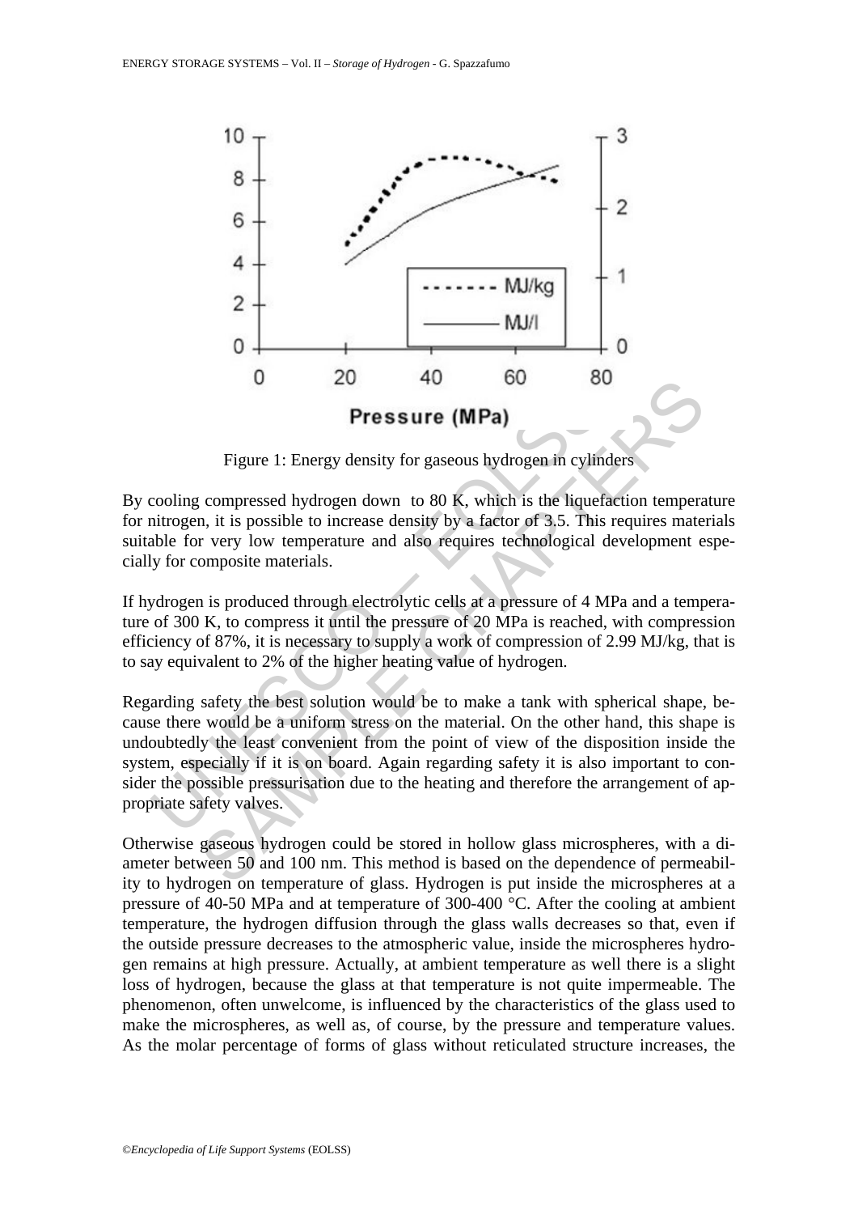Figure 1: Energy density for gaseous hydrogen in cylinders

By cooling compressed hydrogen down to 80 K, which is the liquefaction temperature for nitrogen, it is possible to increase density by a factor of 3.5. This requires materials suitable for very low temperature and also requires technological development especially for composite materials.

If hydrogen is produced through electrolytic cells at a pressure of 4 MPa and a temperature of 300 K, to compress it until the pressure of 20 MPa is reached, with compression efficiency of 87%, it is necessary to supply a work of compression of 2.99 MJ/kg, that is to say equivalent to 2% of the higher heating value of hydrogen.

Regarding safety the best solution would be to make a tank with spherical shape, because there would be a uniform stress on the material. On the other hand, this shape is undoubtedly the least convenient from the point of view of the disposition inside the system, especially if it is on board. Again regarding safety it is also important to consider the possible pressurisation due to the heating and therefore the arrangement of appropriate safety valves.

Otherwise gaseous hydrogen could be stored in hollow glass microspheres, with a diameter between 50 and 100 nm. This method is based on the dependence of permeability to hydrogen on temperature of glass. Hydrogen is put inside the microspheres at a pressure of 40-50 MPa and at temperature of 300-400 °C. After the cooling at ambient temperature, the hydrogen diffusion through the glass walls decreases so that, even if the outside pressure decreases to the atmospheric value, inside the microspheres hydrogen remains at high pressure. Actually, at ambient temperature as well there is a slight loss of hydrogen, because the glass at that temperature is not quite impermeable. The phenomenon, often unwelcome, is influenced by the characteristics of the glass used to make the microspheres, as well as, of course, by the pressure and temperature values. As the molar percentage of forms of glass without reticulated structure increases, the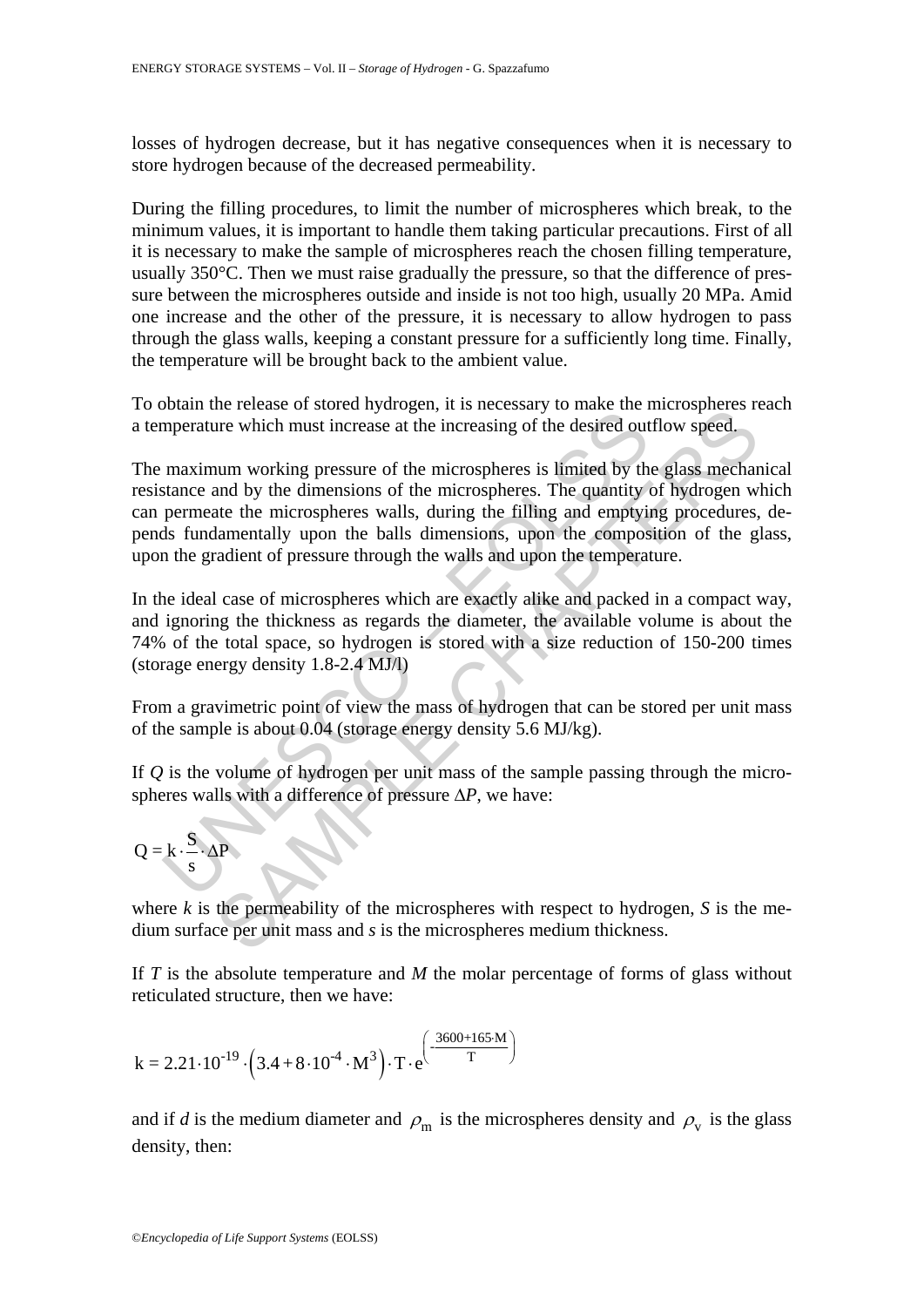losses of hydrogen decrease, but it has negative consequences when it is necessary to store hydrogen because of the decreased permeability.

During the filling procedures, to limit the number of microspheres which break, to the minimum values, it is important to handle them taking particular precautions. First of all it is necessary to make the sample of microspheres reach the chosen filling temperature, usually 350°C. Then we must raise gradually the pressure, so that the difference of pressure between the microspheres outside and inside is not too high, usually 20 MPa. Amid one increase and the other of the pressure, it is necessary to allow hydrogen to pass through the glass walls, keeping a constant pressure for a sufficiently long time. Finally, the temperature will be brought back to the ambient value.

To obtain the release of stored hydrogen, it is necessary to make the microspheres reach a temperature which must increase at the increasing of the desired outflow speed.

The maximum working pressure of the microspheres is limited by the glass mechanical resistance and by the dimensions of the microspheres. The quantity of hydrogen which can permeate the microspheres walls, during the filling and emptying procedures, depends fundamentally upon the balls dimensions, upon the composition of the glass, upon the gradient of pressure through the walls and upon the temperature.

In the ideal case of microspheres which are exactly alike and packed in a compact way, and ignoring the thickness as regards the diameter, the available volume is about the 74% of the total space, so hydrogen is stored with a size reduction of 150-200 times (storage energy density 1.8-2.4 MJ/l)

From a gravimetric point of view the mass of hydrogen that can be stored per unit mass of the sample is about 0.04 (storage energy density 5.6 MJ/kg).

If $Q$ is the volume of hydrogen per unit mass of the sample passing through the microspheres walls with a difference of pressure $\Delta P$, we have:

$$Q = k \cdot \frac{S}{s} \cdot \Delta P$$

where $k$ is the permeability of the microspheres with respect to hydrogen, $S$ is the medium surface per unit mass and $s$ is the microspheres medium thickness.

If $T$ is the absolute temperature and $M$ the molar percentage of forms of glass without reticulated structure, then we have:

$$k = 2.21 \cdot 10^{-19} \cdot \left(3.4 + 8 \cdot 10^{-4} \cdot M^3\right) \cdot T \cdot e^{\left(-\frac{3600+165 \cdot M}{T}\right)}$$

and if $d$ is the medium diameter and $\rho_m$ is the microspheres density and $\rho_v$ is the glass density, then: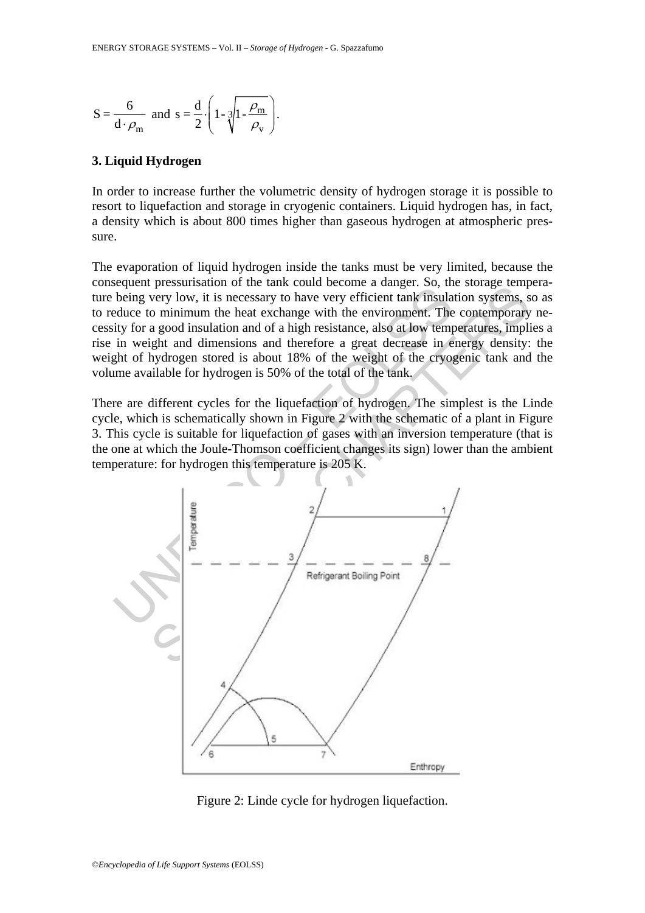$$S = \frac{6}{d \cdot \rho_m} \text{ and } s = \frac{d}{2} \cdot \left( 1 - \sqrt[3]{1 - \frac{\rho_m}{\rho_v}} \right).$$

### 3. Liquid Hydrogen

In order to increase further the volumetric density of hydrogen storage it is possible to resort to liquefaction and storage in cryogenic containers. Liquid hydrogen has, in fact, a density which is about 800 times higher than gaseous hydrogen at atmospheric pressure.

The evaporation of liquid hydrogen inside the tanks must be very limited, because the consequent pressurisation of the tank could become a danger. So, the storage temperature being very low, it is necessary to have very efficient tank insulation systems, so as to reduce to minimum the heat exchange with the environment. The contemporary necessity for a good insulation and of a high resistance, also at low temperatures, implies a rise in weight and dimensions and therefore a great decrease in energy density: the weight of hydrogen stored is about 18% of the weight of the cryogenic tank and the volume available for hydrogen is 50% of the total of the tank.

There are different cycles for the liquefaction of hydrogen. The simplest is the Linde cycle, which is schematically shown in Figure 2 with the schematic of a plant in Figure 3. This cycle is suitable for liquefaction of gases with an inversion temperature (that is the one at which the Joule-Thomson coefficient changes its sign) lower than the ambient temperature: for hydrogen this temperature is 205 K.

Figure 2: Linde cycle for hydrogen liquefaction.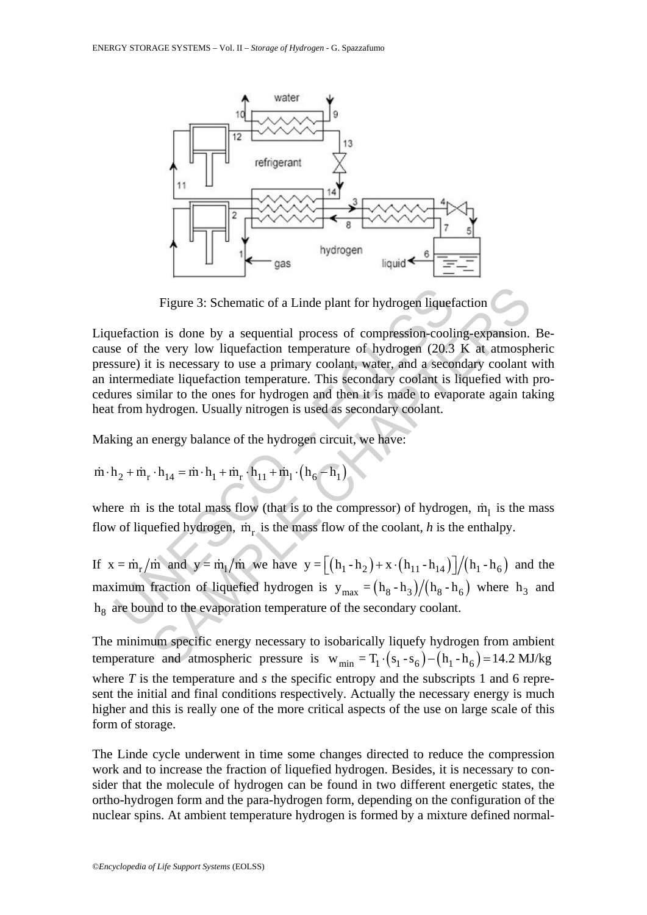Figure 3: Schematic of a Linde plant for hydrogen liquefaction

Liquefaction is done by a sequential process of compression-cooling-expansion. Because of the very low liquefaction temperature of hydrogen (20.3 K at atmospheric pressure) it is necessary to use a primary coolant, water, and a secondary coolant with an intermediate liquefaction temperature. This secondary coolant is liquefied with procedures similar to the ones for hydrogen and then it is made to evaporate again taking heat from hydrogen. Usually nitrogen is used as secondary coolant.

Making an energy balance of the hydrogen circuit, we have:

$$\dot{m} \cdot h_2 + \dot{m}_r \cdot h_{14} = \dot{m} \cdot h_1 + \dot{m}_r \cdot h_{11} + \dot{m}_l \cdot (h_6 - h_1)$$

where $\dot{m}$ is the total mass flow (that is to the compressor) of hydrogen, $\dot{m}_l$ is the mass flow of liquefied hydrogen, $\dot{m}_r$ is the mass flow of the coolant, *h* is the enthalpy.

If $x = \dot{m}_r / \dot{m}$ and $y = \dot{m}_l / \dot{m}$ we have $y = \left[(h_1 - h_2) + x \cdot (h_{11} - h_{14})\right] / (h_1 - h_6)$ and the maximum fraction of liquefied hydrogen is $y_{max} = (h_8 - h_3)/(h_8 - h_6)$ where $h_3$ and $h_8$ are bound to the evaporation temperature of the secondary coolant.

The minimum specific energy necessary to isobarically liquefy hydrogen from ambient temperature and atmospheric pressure is $w_{min} = T_1 \cdot (s_1 - s_6) - (h_1 - h_6) = 14.2$ MJ/kg where *T* is the temperature and *s* the specific entropy and the subscripts 1 and 6 represent the initial and final conditions respectively. Actually the necessary energy is much higher and this is really one of the more critical aspects of the use on large scale of this form of storage.

The Linde cycle underwent in time some changes directed to reduce the compression work and to increase the fraction of liquefied hydrogen. Besides, it is necessary to consider that the molecule of hydrogen can be found in two different energetic states, the ortho-hydrogen form and the para-hydrogen form, depending on the configuration of the nuclear spins. At ambient temperature hydrogen is formed by a mixture defined normal-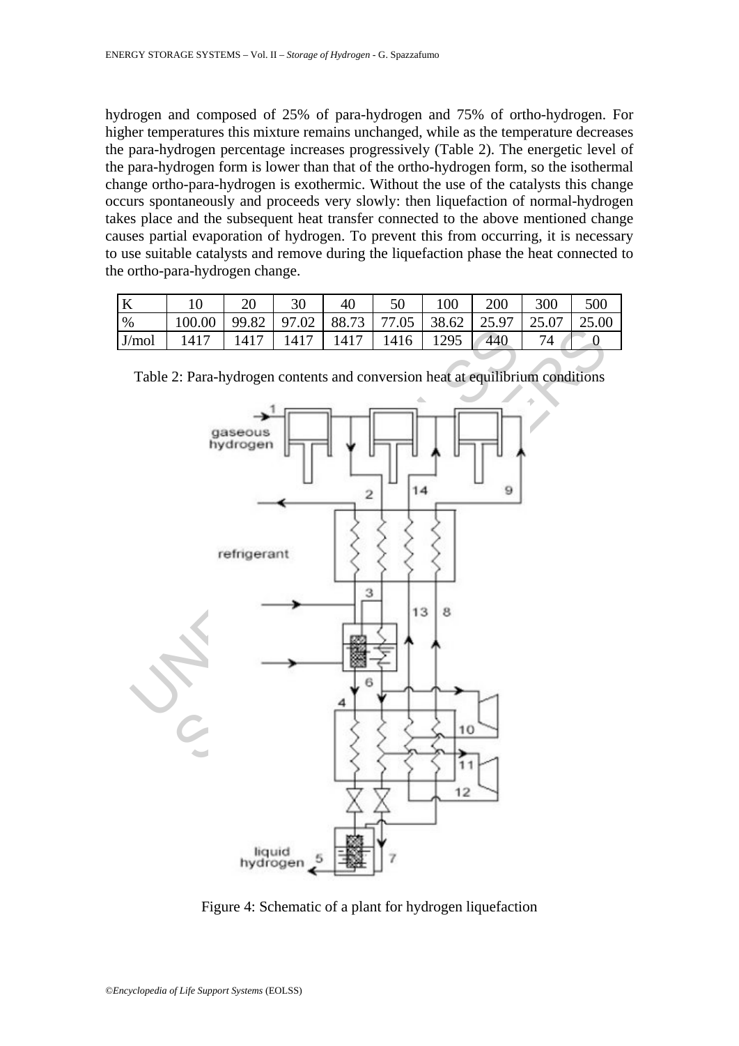hydrogen and composed of 25% of para-hydrogen and 75% of ortho-hydrogen. For higher temperatures this mixture remains unchanged, while as the temperature decreases the para-hydrogen percentage increases progressively (Table 2). The energetic level of the para-hydrogen form is lower than that of the ortho-hydrogen form, so the isothermal change ortho-para-hydrogen is exothermic. Without the use of the catalysts this change occurs spontaneously and proceeds very slowly: then liquefaction of normal-hydrogen takes place and the subsequent heat transfer connected to the above mentioned change causes partial evaporation of hydrogen. To prevent this from occurring, it is necessary to use suitable catalysts and remove during the liquefaction phase the heat connected to the ortho-para-hydrogen change.

| K | 10 | 20 | 30 | 40 | 50 | 100 | 200 | 300 | 500 |
|---|---|---|---|---|---|---|---|---|---|
| % | 100.00 | 99.82 | 97.02 | 88.73 | 77.05 | 38.62 | 25.97 | 25.07 | 25.00 |
| J/mol | 1417 | 1417 | 1417 | 1417 | 1416 | 1295 | 440 | 74 | 0 |

Table 2: Para-hydrogen contents and conversion heat at equilibrium conditions

Figure 4: Schematic of a plant for hydrogen liquefaction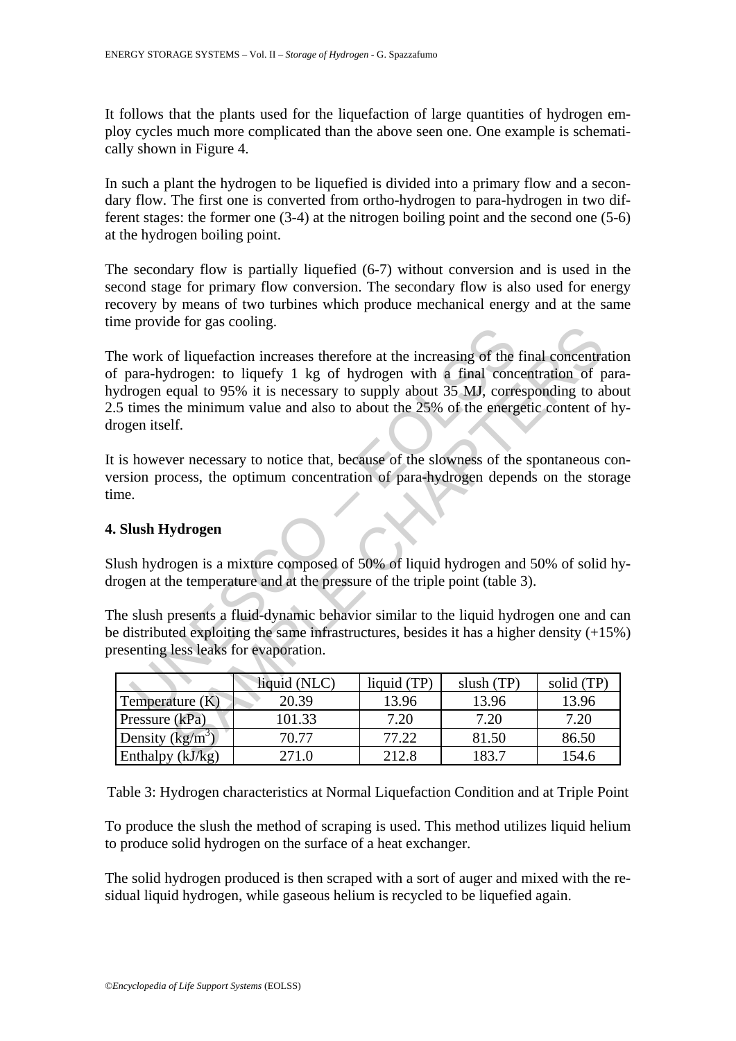It follows that the plants used for the liquefaction of large quantities of hydrogen employ cycles much more complicated than the above seen one. One example is schematically shown in Figure 4.

In such a plant the hydrogen to be liquefied is divided into a primary flow and a secondary flow. The first one is converted from ortho-hydrogen to para-hydrogen in two different stages: the former one (3-4) at the nitrogen boiling point and the second one (5-6) at the hydrogen boiling point.

The secondary flow is partially liquefied (6-7) without conversion and is used in the second stage for primary flow conversion. The secondary flow is also used for energy recovery by means of two turbines which produce mechanical energy and at the same time provide for gas cooling.

The work of liquefaction increases therefore at the increasing of the final concentration of para-hydrogen: to liquefy 1 kg of hydrogen with a final concentration of para-hydrogen equal to 95% it is necessary to supply about 35 MJ, corresponding to about 2.5 times the minimum value and also to about the 25% of the energetic content of hydrogen itself.

It is however necessary to notice that, because of the slowness of the spontaneous conversion process, the optimum concentration of para-hydrogen depends on the storage time.

## 4. Slush Hydrogen

Slush hydrogen is a mixture composed of 50% of liquid hydrogen and 50% of solid hydrogen at the temperature and at the pressure of the triple point (table 3).

The slush presents a fluid-dynamic behavior similar to the liquid hydrogen one and can be distributed exploiting the same infrastructures, besides it has a higher density (+15%) presenting less leaks for evaporation.

| | liquid (NLC) | liquid (TP) | slush (TP) | solid (TP) |
|---|---|---|---|---|
| Temperature (K) | 20.39 | 13.96 | 13.96 | 13.96 |
| Pressure (kPa) | 101.33 | 7.20 | 7.20 | 7.20 |
| Density ($kg/m^3$) | 70.77 | 77.22 | 81.50 | 86.50 |
| Enthalpy (kJ/kg) | 271.0 | 212.8 | 183.7 | 154.6 |

Table 3: Hydrogen characteristics at Normal Liquefaction Condition and at Triple Point

To produce the slush the method of scraping is used. This method utilizes liquid helium to produce solid hydrogen on the surface of a heat exchanger.

The solid hydrogen produced is then scraped with a sort of auger and mixed with the residual liquid hydrogen, while gaseous helium is recycled to be liquefied again.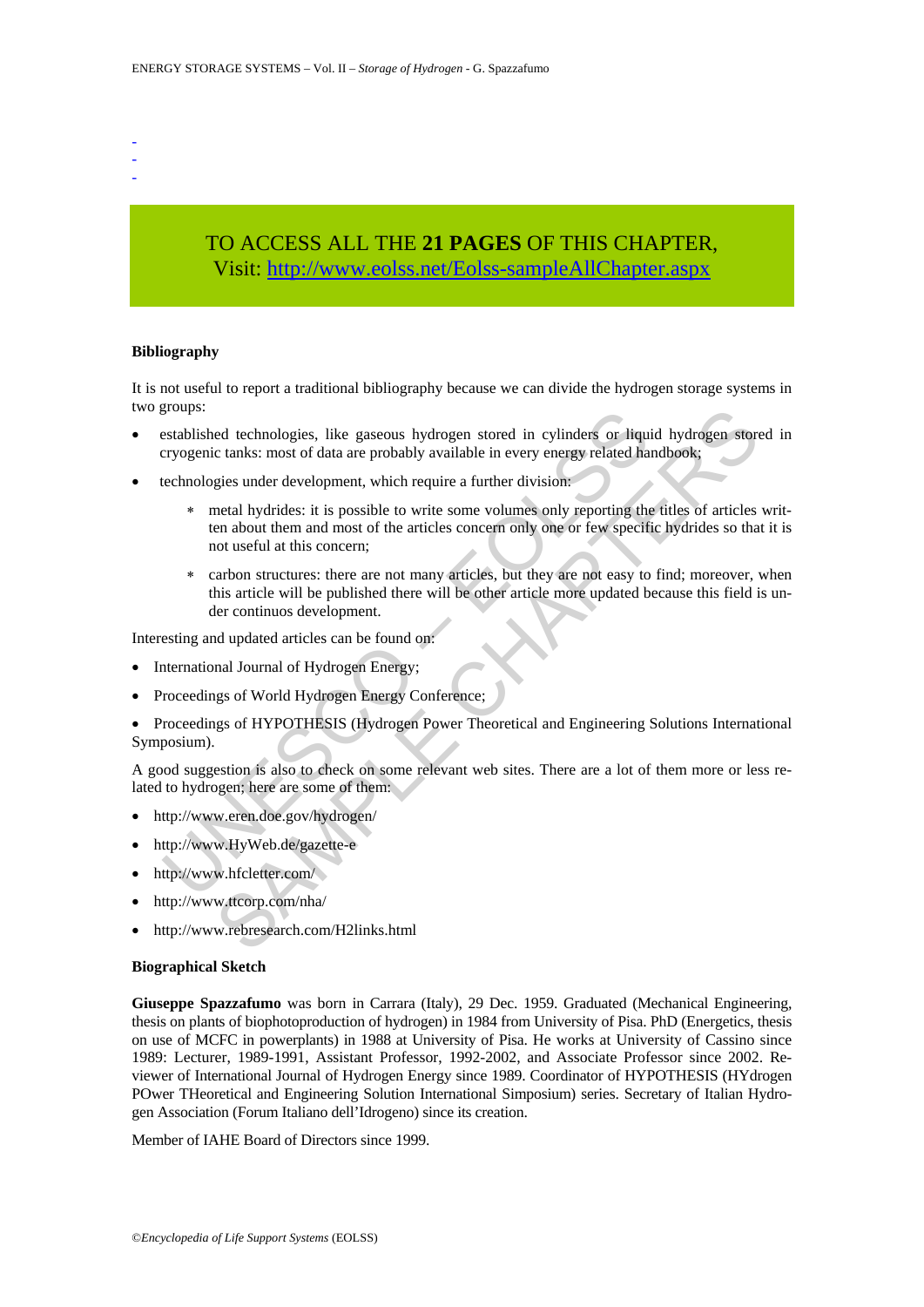-
-
-

TO ACCESS ALL THE **21 PAGES** OF THIS CHAPTER,
Visit: http://www.eolss.net/Eolss-sampleAllChapter.aspx

### Bibliography

It is not useful to report a traditional bibliography because we can divide the hydrogen storage systems in two groups:

- established technologies, like gaseous hydrogen stored in cylinders or liquid hydrogen stored in cryogenic tanks: most of data are probably available in every energy related handbook;
- technologies under development, which require a further division:
    - metal hydrides: it is possible to write some volumes only reporting the titles of articles written about them and most of the articles concern only one or few specific hydrides so that it is not useful at this concern;
    - carbon structures: there are not many articles, but they are not easy to find; moreover, when this article will be published there will be other article more updated because this field is under continuos development.

Interesting and updated articles can be found on:

- International Journal of Hydrogen Energy;
- Proceedings of World Hydrogen Energy Conference;
- Proceedings of HYPOTHESIS (Hydrogen Power Theoretical and Engineering Solutions International Symposium).

A good suggestion is also to check on some relevant web sites. There are a lot of them more or less related to hydrogen; here are some of them:

- http://www.eren.doe.gov/hydrogen/
- http://www.HyWeb.de/gazette-e
- http://www.hfcletter.com/
- http://www.ttcorp.com/nha/
- http://www.rebresearch.com/H2links.html

### Biographical Sketch

**Giuseppe Spazzafumo** was born in Carrara (Italy), 29 Dec. 1959. Graduated (Mechanical Engineering, thesis on plants of biophotoproduction of hydrogen) in 1984 from University of Pisa. PhD (Energetics, thesis on use of MCFC in powerplants) in 1988 at University of Pisa. He works at University of Cassino since 1989: Lecturer, 1989-1991, Assistant Professor, 1992-2002, and Associate Professor since 2002. Reviewer of International Journal of Hydrogen Energy since 1989. Coordinator of HYPOTHESIS (HYdrogen POwer THeoretical and Engineering Solution International Simposium) series. Secretary of Italian Hydrogen Association (Forum Italiano dell'Idrogeno) since its creation.

Member of IAHE Board of Directors since 1999.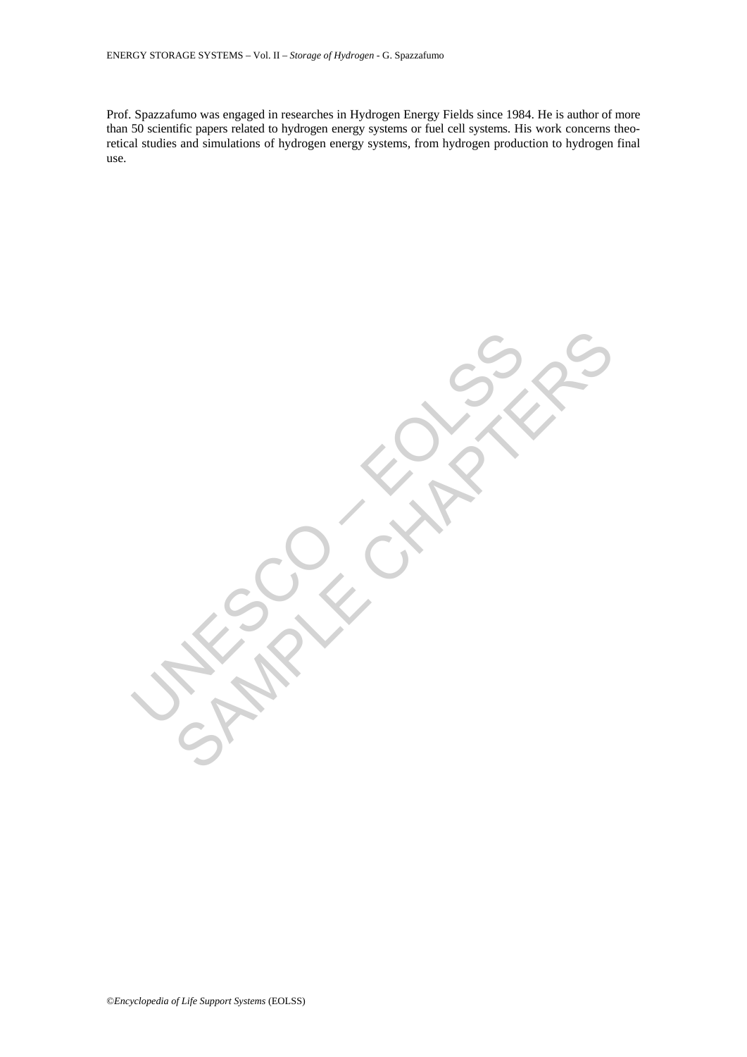Prof. Spazzafumo was engaged in researches in Hydrogen Energy Fields since 1984. He is author of more than 50 scientific papers related to hydrogen energy systems or fuel cell systems. His work concerns theoretical studies and simulations of hydrogen energy systems, from hydrogen production to hydrogen final use.